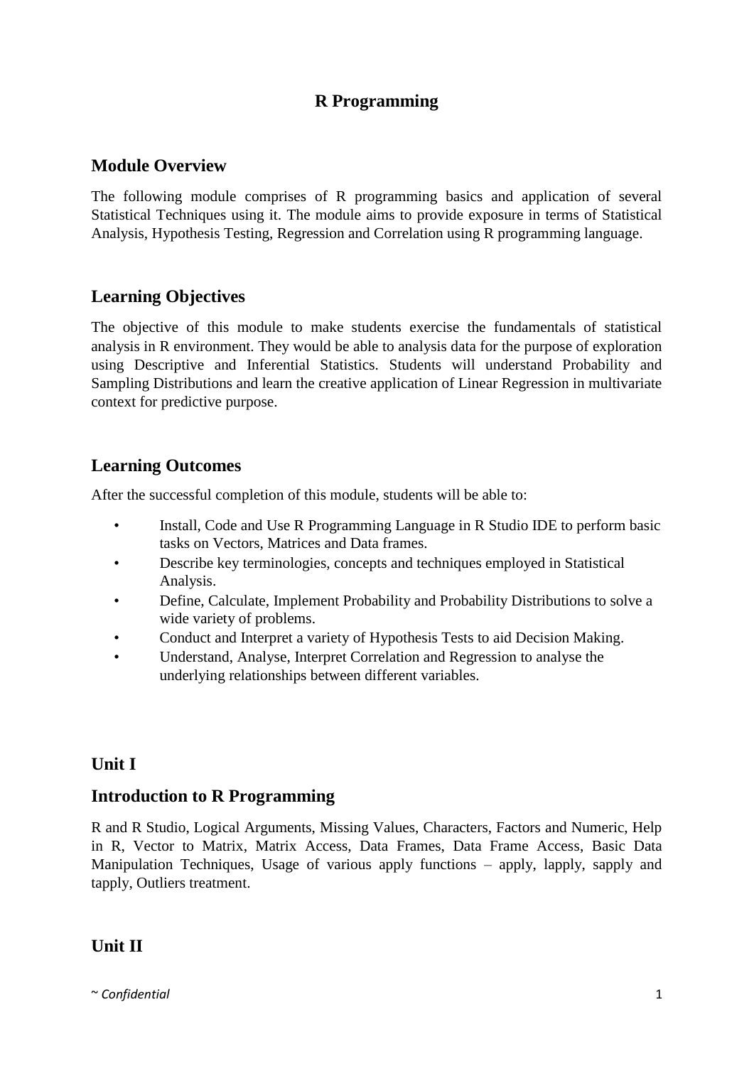# R Programming

## Module Overview

The following module comprises of R programming basics and application of several Statistical Techniques using it. The module aims to provide exposure in terms of Statistical Analysis, Hypothesis Testing, Regression and Correlation using R programming language.

## Learning Objectives

The objective of this module to make students exercise the fundamentals of statistical analysis in R environment. They would be able to analysis data for the purpose of exploration using Descriptive and Inferential Statistics. Students will understand Probability and Sampling Distributions and learn the creative application of Linear Regression in multivariate context for predictive purpose.

## Learning Outcomes

After the successful completion of this module, students will be able to:

- Install, Code and Use R Programming Language in R Studio IDE to perform basic tasks on Vectors, Matrices and Data frames.
- Describe key terminologies, concepts and techniques employed in Statistical Analysis.
- Define, Calculate, Implement Probability and Probability Distributions to solve a wide variety of problems.
- Conduct and Interpret a variety of Hypothesis Tests to aid Decision Making.
- Understand, Analyse, Interpret Correlation and Regression to analyse the underlying relationships between different variables.

## Unit I

## Introduction to R Programming

R and R Studio, Logical Arguments, Missing Values, Characters, Factors and Numeric, Help in R, Vector to Matrix, Matrix Access, Data Frames, Data Frame Access, Basic Data Manipulation Techniques, Usage of various apply functions – apply, lapply, sapply and tapply, Outliers treatment.

## Unit II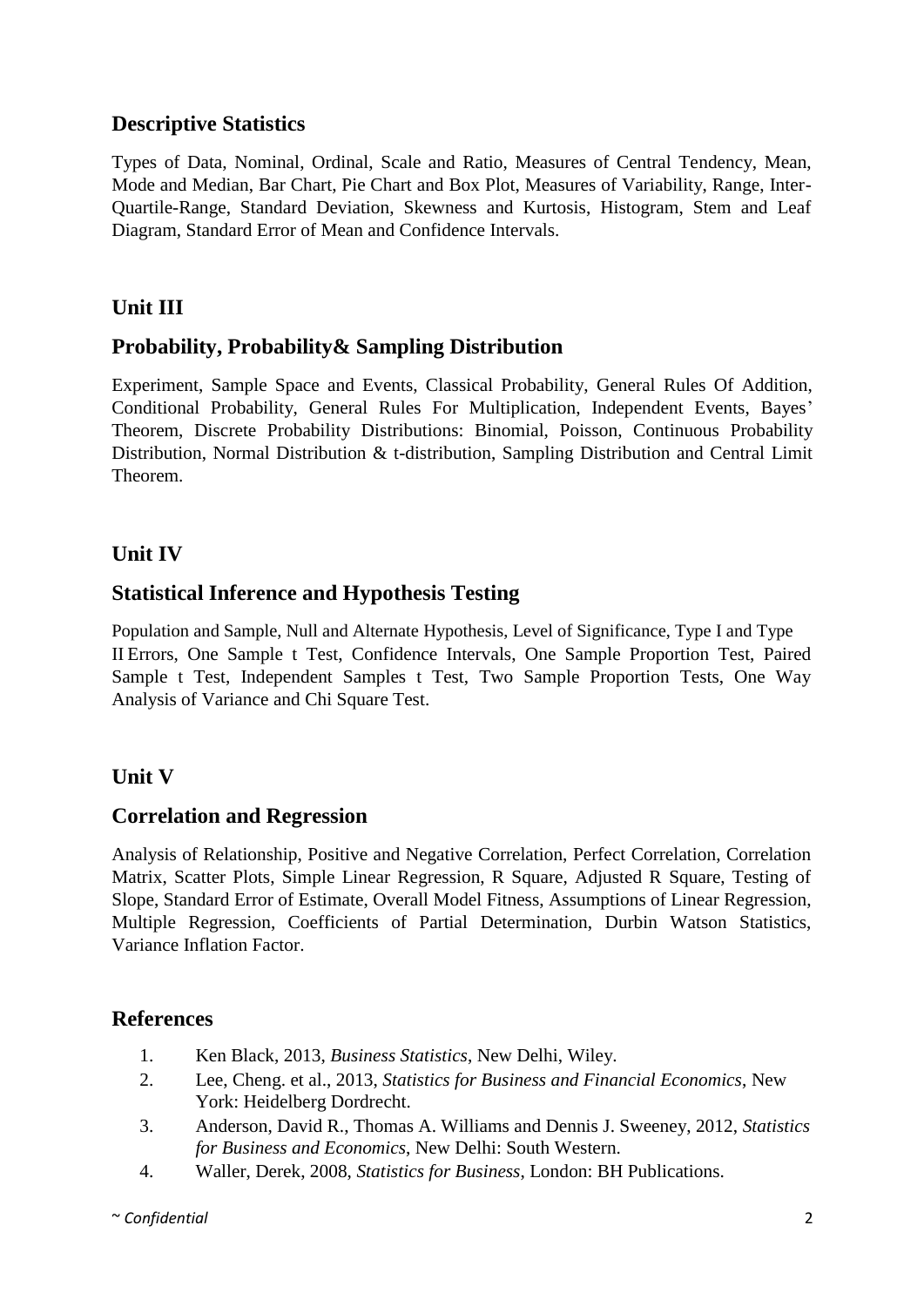## Descriptive Statistics

Types of Data, Nominal, Ordinal, Scale and Ratio, Measures of Central Tendency, Mean, Mode and Median, Bar Chart, Pie Chart and Box Plot, Measures of Variability, Range, Inter-Quartile-Range, Standard Deviation, Skewness and Kurtosis, Histogram, Stem and Leaf Diagram, Standard Error of Mean and Confidence Intervals.

## Unit III

## Probability, Probability& Sampling Distribution

Experiment, Sample Space and Events, Classical Probability, General Rules Of Addition, Conditional Probability, General Rules For Multiplication, Independent Events, Bayes' Theorem, Discrete Probability Distributions: Binomial, Poisson, Continuous Probability Distribution, Normal Distribution & t-distribution, Sampling Distribution and Central Limit Theorem.

## Unit IV

## Statistical Inference and Hypothesis Testing

Population and Sample, Null and Alternate Hypothesis, Level of Significance, Type I and Type II Errors, One Sample t Test, Confidence Intervals, One Sample Proportion Test, Paired Sample t Test, Independent Samples t Test, Two Sample Proportion Tests, One Way Analysis of Variance and Chi Square Test.

## Unit V

## Correlation and Regression

Analysis of Relationship, Positive and Negative Correlation, Perfect Correlation, Correlation Matrix, Scatter Plots, Simple Linear Regression, R Square, Adjusted R Square, Testing of Slope, Standard Error of Estimate, Overall Model Fitness, Assumptions of Linear Regression, Multiple Regression, Coefficients of Partial Determination, Durbin Watson Statistics, Variance Inflation Factor.

## References

1. Ken Black, 2013, *Business Statistics*, New Delhi, Wiley.
2. Lee, Cheng. et al., 2013, *Statistics for Business and Financial Economics*, New York: Heidelberg Dordrecht.
3. Anderson, David R., Thomas A. Williams and Dennis J. Sweeney, 2012, *Statistics for Business and Economics*, New Delhi: South Western.
4. Waller, Derek, 2008, *Statistics for Business*, London: BH Publications.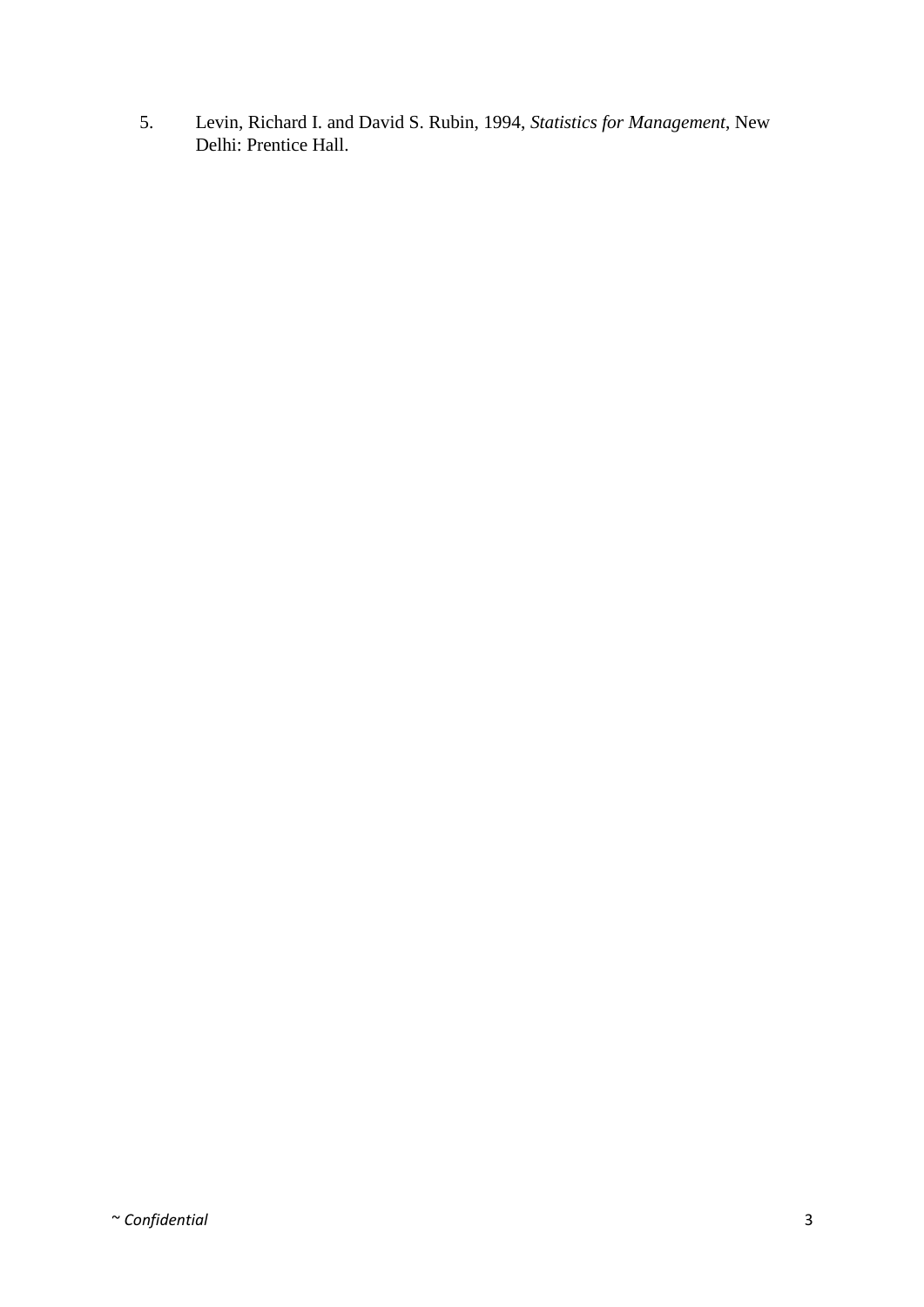5. Levin, Richard I. and David S. Rubin, 1994, *Statistics for Management*, New Delhi: Prentice Hall.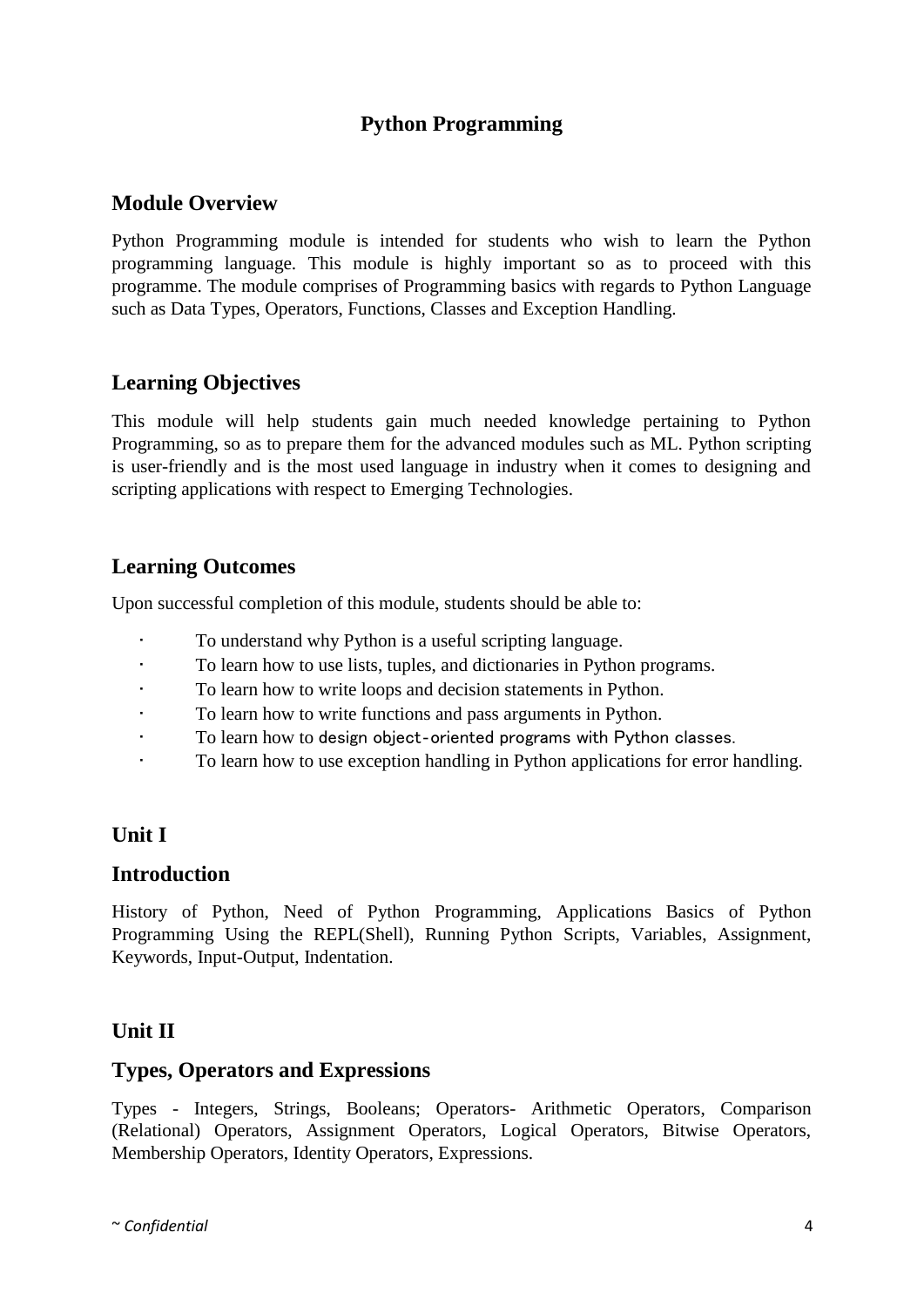# Python Programming

## Module Overview

Python Programming module is intended for students who wish to learn the Python programming language. This module is highly important so as to proceed with this programme. The module comprises of Programming basics with regards to Python Language such as Data Types, Operators, Functions, Classes and Exception Handling.

## Learning Objectives

This module will help students gain much needed knowledge pertaining to Python Programming, so as to prepare them for the advanced modules such as ML. Python scripting is user-friendly and is the most used language in industry when it comes to designing and scripting applications with respect to Emerging Technologies.

## Learning Outcomes

Upon successful completion of this module, students should be able to:

- To understand why Python is a useful scripting language.
- To learn how to use lists, tuples, and dictionaries in Python programs.
- To learn how to write loops and decision statements in Python.
- To learn how to write functions and pass arguments in Python.
- To learn how to design object-oriented programs with Python classes.
- To learn how to use exception handling in Python applications for error handling.

## Unit I

## Introduction

History of Python, Need of Python Programming, Applications Basics of Python Programming Using the REPL(Shell), Running Python Scripts, Variables, Assignment, Keywords, Input-Output, Indentation.

## Unit II

## Types, Operators and Expressions

Types - Integers, Strings, Booleans; Operators- Arithmetic Operators, Comparison (Relational) Operators, Assignment Operators, Logical Operators, Bitwise Operators, Membership Operators, Identity Operators, Expressions.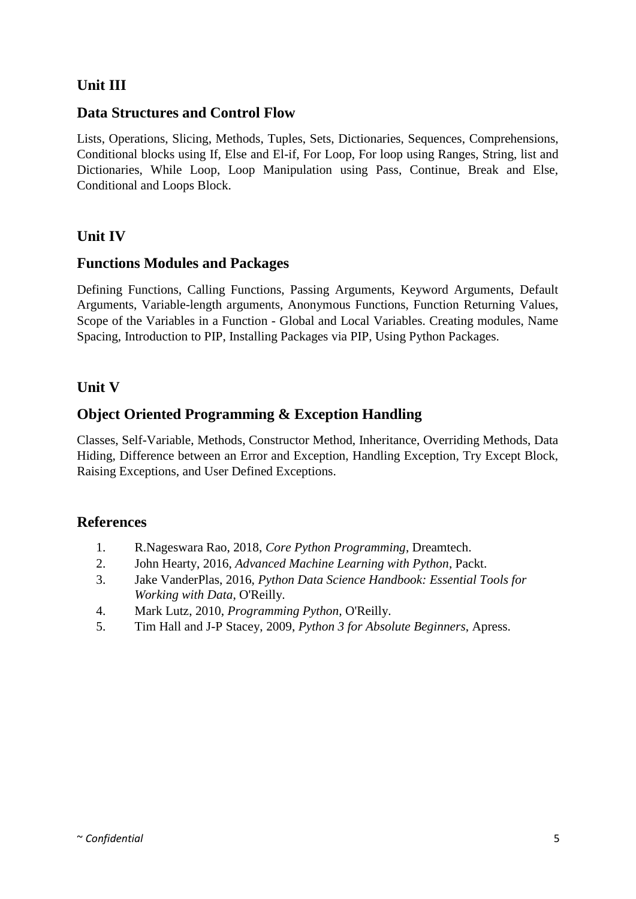## Unit III

### Data Structures and Control Flow

Lists, Operations, Slicing, Methods, Tuples, Sets, Dictionaries, Sequences, Comprehensions, Conditional blocks using If, Else and El-if, For Loop, For loop using Ranges, String, list and Dictionaries, While Loop, Loop Manipulation using Pass, Continue, Break and Else, Conditional and Loops Block.

## Unit IV

### Functions Modules and Packages

Defining Functions, Calling Functions, Passing Arguments, Keyword Arguments, Default Arguments, Variable-length arguments, Anonymous Functions, Function Returning Values, Scope of the Variables in a Function - Global and Local Variables. Creating modules, Name Spacing, Introduction to PIP, Installing Packages via PIP, Using Python Packages.

## Unit V

### Object Oriented Programming & Exception Handling

Classes, Self-Variable, Methods, Constructor Method, Inheritance, Overriding Methods, Data Hiding, Difference between an Error and Exception, Handling Exception, Try Except Block, Raising Exceptions, and User Defined Exceptions.

### References

1. R.Nageswara Rao, 2018, *Core Python Programming*, Dreamtech.
2. John Hearty, 2016, *Advanced Machine Learning with Python*, Packt.
3. Jake VanderPlas, 2016, *Python Data Science Handbook: Essential Tools for Working with Data*, O'Reilly.
4. Mark Lutz, 2010, *Programming Python*, O'Reilly.
5. Tim Hall and J-P Stacey, 2009, *Python 3 for Absolute Beginners*, Apress.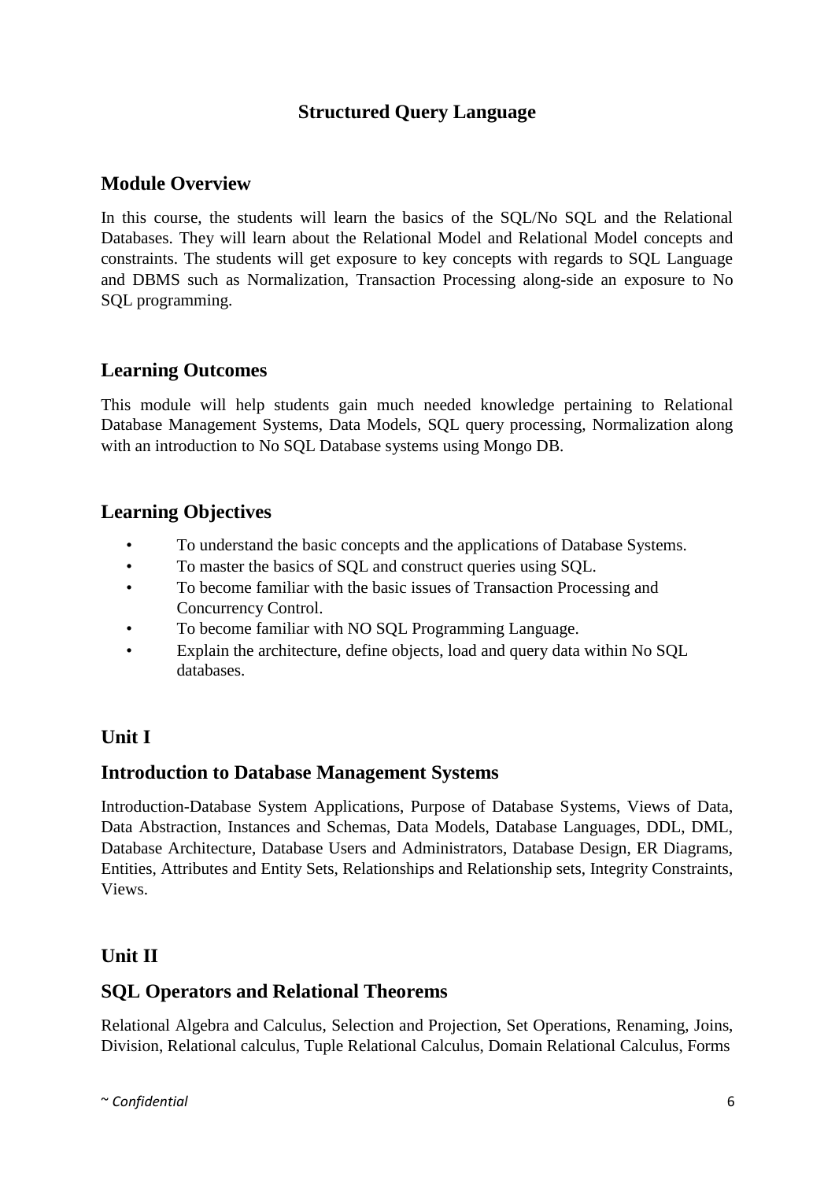# Structured Query Language

## Module Overview

In this course, the students will learn the basics of the SQL/No SQL and the Relational Databases. They will learn about the Relational Model and Relational Model concepts and constraints. The students will get exposure to key concepts with regards to SQL Language and DBMS such as Normalization, Transaction Processing along-side an exposure to No SQL programming.

## Learning Outcomes

This module will help students gain much needed knowledge pertaining to Relational Database Management Systems, Data Models, SQL query processing, Normalization along with an introduction to No SQL Database systems using Mongo DB.

## Learning Objectives

- To understand the basic concepts and the applications of Database Systems.
- To master the basics of SQL and construct queries using SQL.
- To become familiar with the basic issues of Transaction Processing and Concurrency Control.
- To become familiar with NO SQL Programming Language.
- Explain the architecture, define objects, load and query data within No SQL databases.

## Unit I

## Introduction to Database Management Systems

Introduction-Database System Applications, Purpose of Database Systems, Views of Data, Data Abstraction, Instances and Schemas, Data Models, Database Languages, DDL, DML, Database Architecture, Database Users and Administrators, Database Design, ER Diagrams, Entities, Attributes and Entity Sets, Relationships and Relationship sets, Integrity Constraints, Views.

## Unit II

## SQL Operators and Relational Theorems

Relational Algebra and Calculus, Selection and Projection, Set Operations, Renaming, Joins, Division, Relational calculus, Tuple Relational Calculus, Domain Relational Calculus, Forms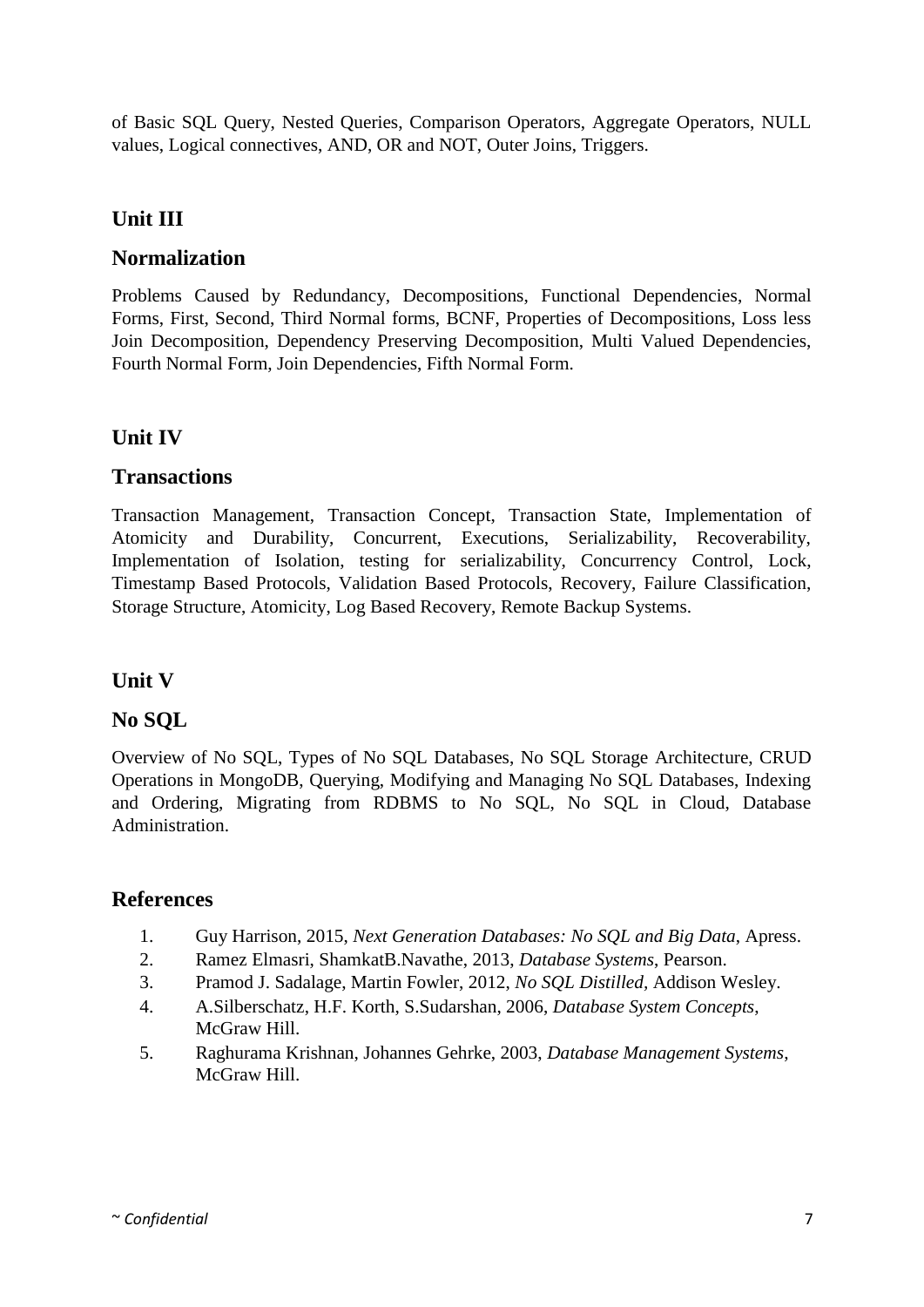of Basic SQL Query, Nested Queries, Comparison Operators, Aggregate Operators, NULL values, Logical connectives, AND, OR and NOT, Outer Joins, Triggers.

## Unit III

## Normalization

Problems Caused by Redundancy, Decompositions, Functional Dependencies, Normal Forms, First, Second, Third Normal forms, BCNF, Properties of Decompositions, Loss less Join Decomposition, Dependency Preserving Decomposition, Multi Valued Dependencies, Fourth Normal Form, Join Dependencies, Fifth Normal Form.

## Unit IV

## Transactions

Transaction Management, Transaction Concept, Transaction State, Implementation of Atomicity and Durability, Concurrent, Executions, Serializability, Recoverability, Implementation of Isolation, testing for serializability, Concurrency Control, Lock, Timestamp Based Protocols, Validation Based Protocols, Recovery, Failure Classification, Storage Structure, Atomicity, Log Based Recovery, Remote Backup Systems.

## Unit V

## No SQL

Overview of No SQL, Types of No SQL Databases, No SQL Storage Architecture, CRUD Operations in MongoDB, Querying, Modifying and Managing No SQL Databases, Indexing and Ordering, Migrating from RDBMS to No SQL, No SQL in Cloud, Database Administration.

## References

1. Guy Harrison, 2015, *Next Generation Databases: No SQL and Big Data*, Apress.
2. Ramez Elmasri, ShamkatB.Navathe, 2013, *Database Systems*, Pearson.
3. Pramod J. Sadalage, Martin Fowler, 2012, *No SQL Distilled*, Addison Wesley.
4. A.Silberschatz, H.F. Korth, S.Sudarshan, 2006, *Database System Concepts*, McGraw Hill.
5. Raghurama Krishnan, Johannes Gehrke, 2003, *Database Management Systems*, McGraw Hill.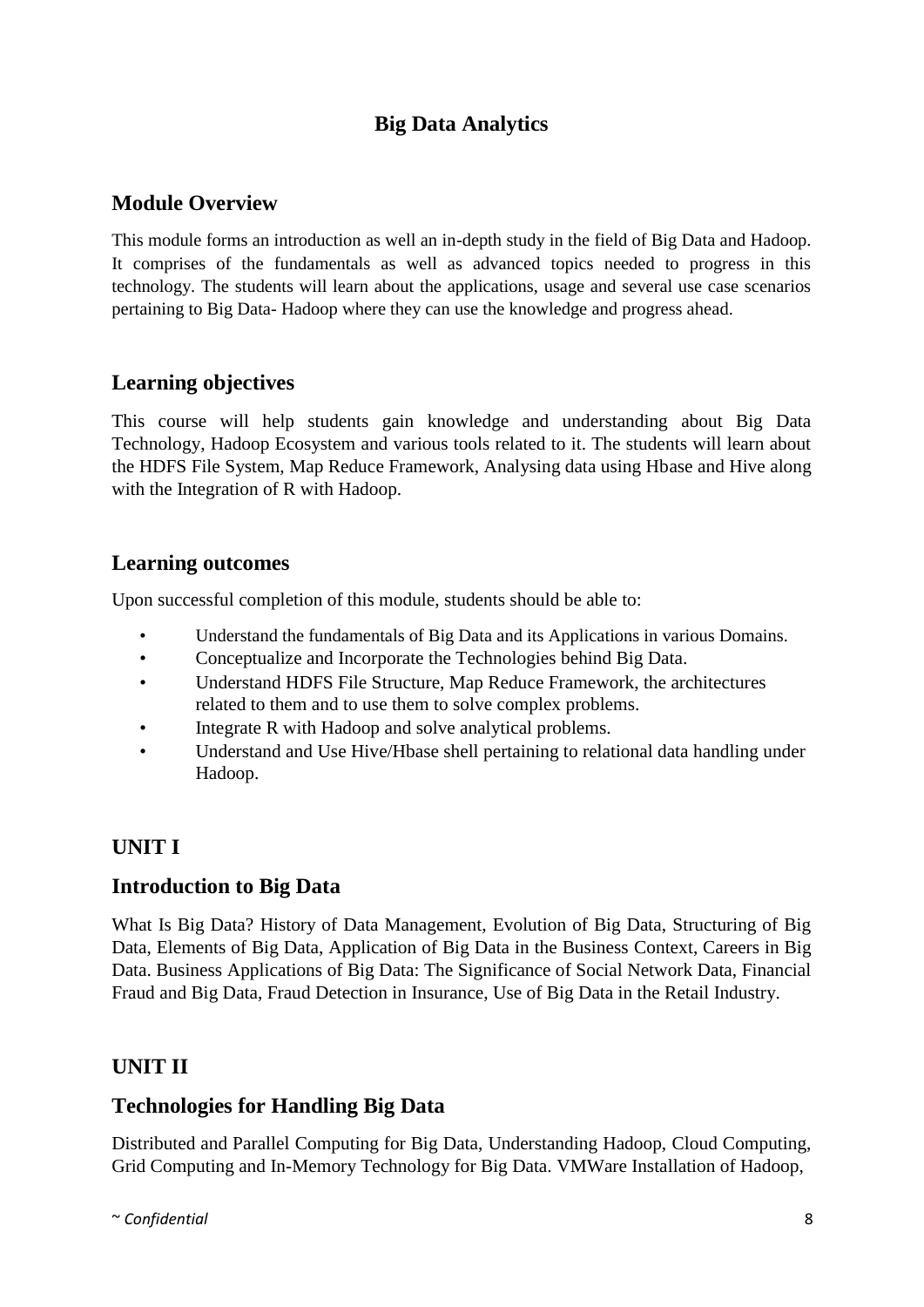# Big Data Analytics

## Module Overview

This module forms an introduction as well an in-depth study in the field of Big Data and Hadoop. It comprises of the fundamentals as well as advanced topics needed to progress in this technology. The students will learn about the applications, usage and several use case scenarios pertaining to Big Data- Hadoop where they can use the knowledge and progress ahead.

## Learning objectives

This course will help students gain knowledge and understanding about Big Data Technology, Hadoop Ecosystem and various tools related to it. The students will learn about the HDFS File System, Map Reduce Framework, Analysing data using Hbase and Hive along with the Integration of R with Hadoop.

## Learning outcomes

Upon successful completion of this module, students should be able to:

- Understand the fundamentals of Big Data and its Applications in various Domains.
- Conceptualize and Incorporate the Technologies behind Big Data.
- Understand HDFS File Structure, Map Reduce Framework, the architectures related to them and to use them to solve complex problems.
- Integrate R with Hadoop and solve analytical problems.
- Understand and Use Hive/Hbase shell pertaining to relational data handling under Hadoop.

## UNIT I

## Introduction to Big Data

What Is Big Data? History of Data Management, Evolution of Big Data, Structuring of Big Data, Elements of Big Data, Application of Big Data in the Business Context, Careers in Big Data. Business Applications of Big Data: The Significance of Social Network Data, Financial Fraud and Big Data, Fraud Detection in Insurance, Use of Big Data in the Retail Industry.

## UNIT II

## Technologies for Handling Big Data

Distributed and Parallel Computing for Big Data, Understanding Hadoop, Cloud Computing, Grid Computing and In-Memory Technology for Big Data. VMWare Installation of Hadoop,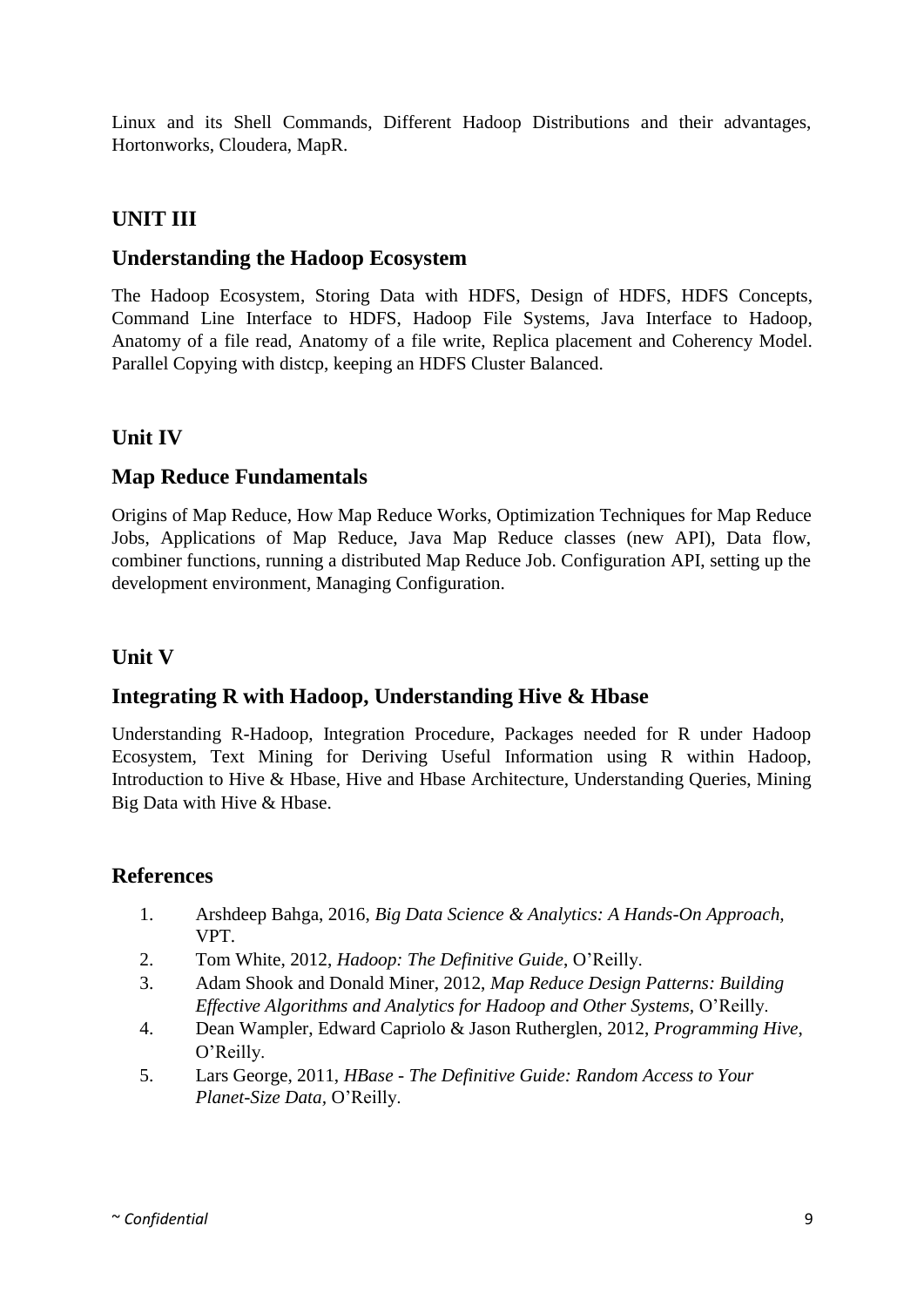Linux and its Shell Commands, Different Hadoop Distributions and their advantages, Hortonworks, Cloudera, MapR.

## UNIT III

### Understanding the Hadoop Ecosystem

The Hadoop Ecosystem, Storing Data with HDFS, Design of HDFS, HDFS Concepts, Command Line Interface to HDFS, Hadoop File Systems, Java Interface to Hadoop, Anatomy of a file read, Anatomy of a file write, Replica placement and Coherency Model. Parallel Copying with distcp, keeping an HDFS Cluster Balanced.

## Unit IV

### Map Reduce Fundamentals

Origins of Map Reduce, How Map Reduce Works, Optimization Techniques for Map Reduce Jobs, Applications of Map Reduce, Java Map Reduce classes (new API), Data flow, combiner functions, running a distributed Map Reduce Job. Configuration API, setting up the development environment, Managing Configuration.

## Unit V

### Integrating R with Hadoop, Understanding Hive & Hbase

Understanding R-Hadoop, Integration Procedure, Packages needed for R under Hadoop Ecosystem, Text Mining for Deriving Useful Information using R within Hadoop, Introduction to Hive & Hbase, Hive and Hbase Architecture, Understanding Queries, Mining Big Data with Hive & Hbase.

## References

1. Arshdeep Bahga, 2016, *Big Data Science & Analytics: A Hands-On Approach*, VPT.
2. Tom White, 2012, *Hadoop: The Definitive Guide*, O'Reilly.
3. Adam Shook and Donald Miner, 2012, *Map Reduce Design Patterns: Building Effective Algorithms and Analytics for Hadoop and Other Systems*, O'Reilly.
4. Dean Wampler, Edward Capriolo & Jason Rutherglen, 2012, *Programming Hive*, O'Reilly.
5. Lars George, 2011, *HBase - The Definitive Guide: Random Access to Your Planet-Size Data*, O'Reilly.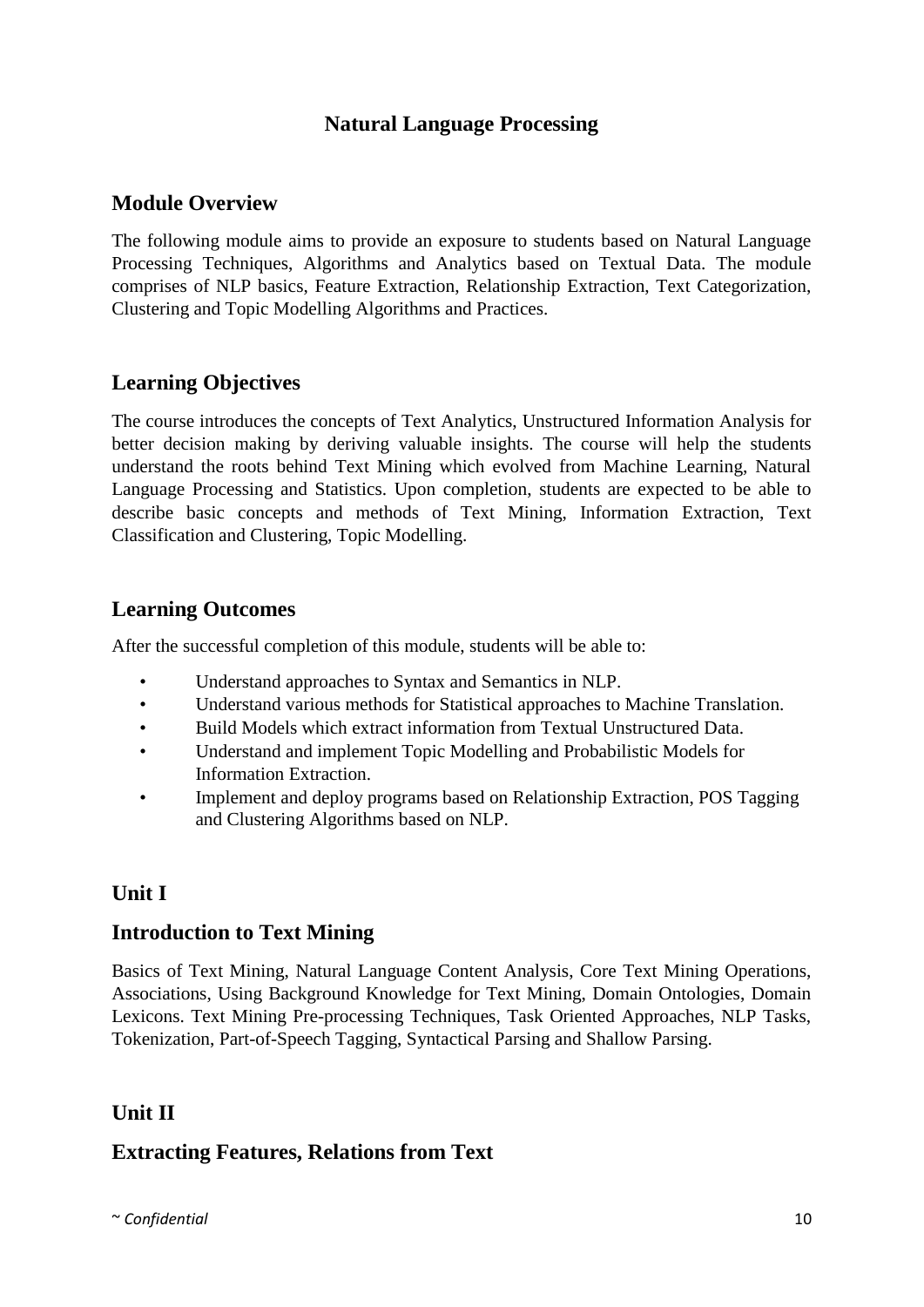# Natural Language Processing

## Module Overview

The following module aims to provide an exposure to students based on Natural Language Processing Techniques, Algorithms and Analytics based on Textual Data. The module comprises of NLP basics, Feature Extraction, Relationship Extraction, Text Categorization, Clustering and Topic Modelling Algorithms and Practices.

## Learning Objectives

The course introduces the concepts of Text Analytics, Unstructured Information Analysis for better decision making by deriving valuable insights. The course will help the students understand the roots behind Text Mining which evolved from Machine Learning, Natural Language Processing and Statistics. Upon completion, students are expected to be able to describe basic concepts and methods of Text Mining, Information Extraction, Text Classification and Clustering, Topic Modelling.

## Learning Outcomes

After the successful completion of this module, students will be able to:

- Understand approaches to Syntax and Semantics in NLP.
- Understand various methods for Statistical approaches to Machine Translation.
- Build Models which extract information from Textual Unstructured Data.
- Understand and implement Topic Modelling and Probabilistic Models for Information Extraction.
- Implement and deploy programs based on Relationship Extraction, POS Tagging and Clustering Algorithms based on NLP.

## Unit I

## Introduction to Text Mining

Basics of Text Mining, Natural Language Content Analysis, Core Text Mining Operations, Associations, Using Background Knowledge for Text Mining, Domain Ontologies, Domain Lexicons. Text Mining Pre-processing Techniques, Task Oriented Approaches, NLP Tasks, Tokenization, Part-of-Speech Tagging, Syntactical Parsing and Shallow Parsing.

## Unit II

## Extracting Features, Relations from Text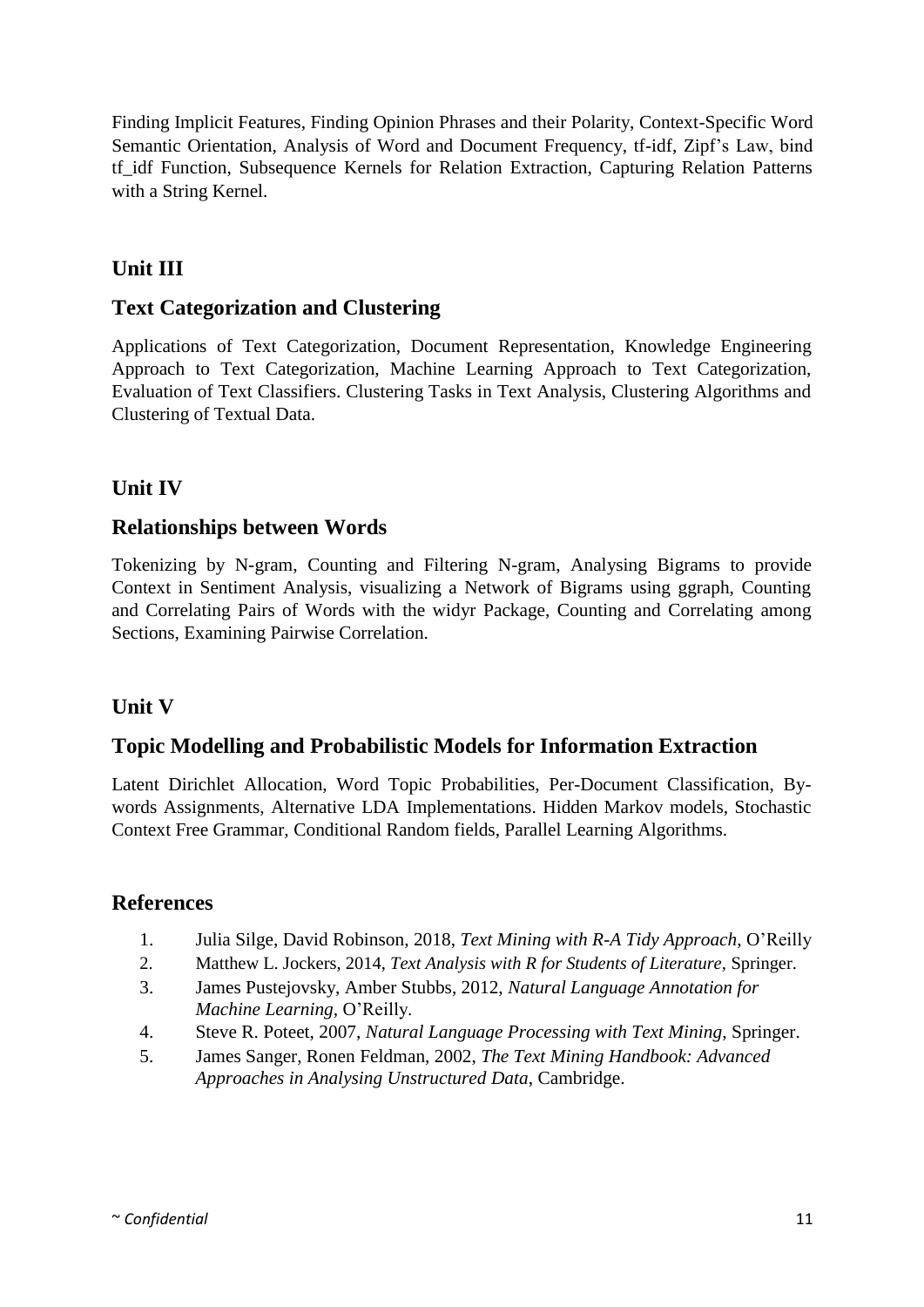Finding Implicit Features, Finding Opinion Phrases and their Polarity, Context-Specific Word Semantic Orientation, Analysis of Word and Document Frequency, tf-idf, Zipf's Law, bind tf_idf Function, Subsequence Kernels for Relation Extraction, Capturing Relation Patterns with a String Kernel.

## Unit III

## Text Categorization and Clustering

Applications of Text Categorization, Document Representation, Knowledge Engineering Approach to Text Categorization, Machine Learning Approach to Text Categorization, Evaluation of Text Classifiers. Clustering Tasks in Text Analysis, Clustering Algorithms and Clustering of Textual Data.

## Unit IV

## Relationships between Words

Tokenizing by N-gram, Counting and Filtering N-gram, Analysing Bigrams to provide Context in Sentiment Analysis, visualizing a Network of Bigrams using ggraph, Counting and Correlating Pairs of Words with the widyr Package, Counting and Correlating among Sections, Examining Pairwise Correlation.

## Unit V

## Topic Modelling and Probabilistic Models for Information Extraction

Latent Dirichlet Allocation, Word Topic Probabilities, Per-Document Classification, By-words Assignments, Alternative LDA Implementations. Hidden Markov models, Stochastic Context Free Grammar, Conditional Random fields, Parallel Learning Algorithms.

## References

1. Julia Silge, David Robinson, 2018, *Text Mining with R-A Tidy Approach*, O'Reilly
2. Matthew L. Jockers, 2014, *Text Analysis with R for Students of Literature*, Springer.
3. James Pustejovsky, Amber Stubbs, 2012, *Natural Language Annotation for Machine Learning*, O'Reilly.
4. Steve R. Poteet, 2007, *Natural Language Processing with Text Mining*, Springer.
5. James Sanger, Ronen Feldman, 2002, *The Text Mining Handbook: Advanced Approaches in Analysing Unstructured Data*, Cambridge.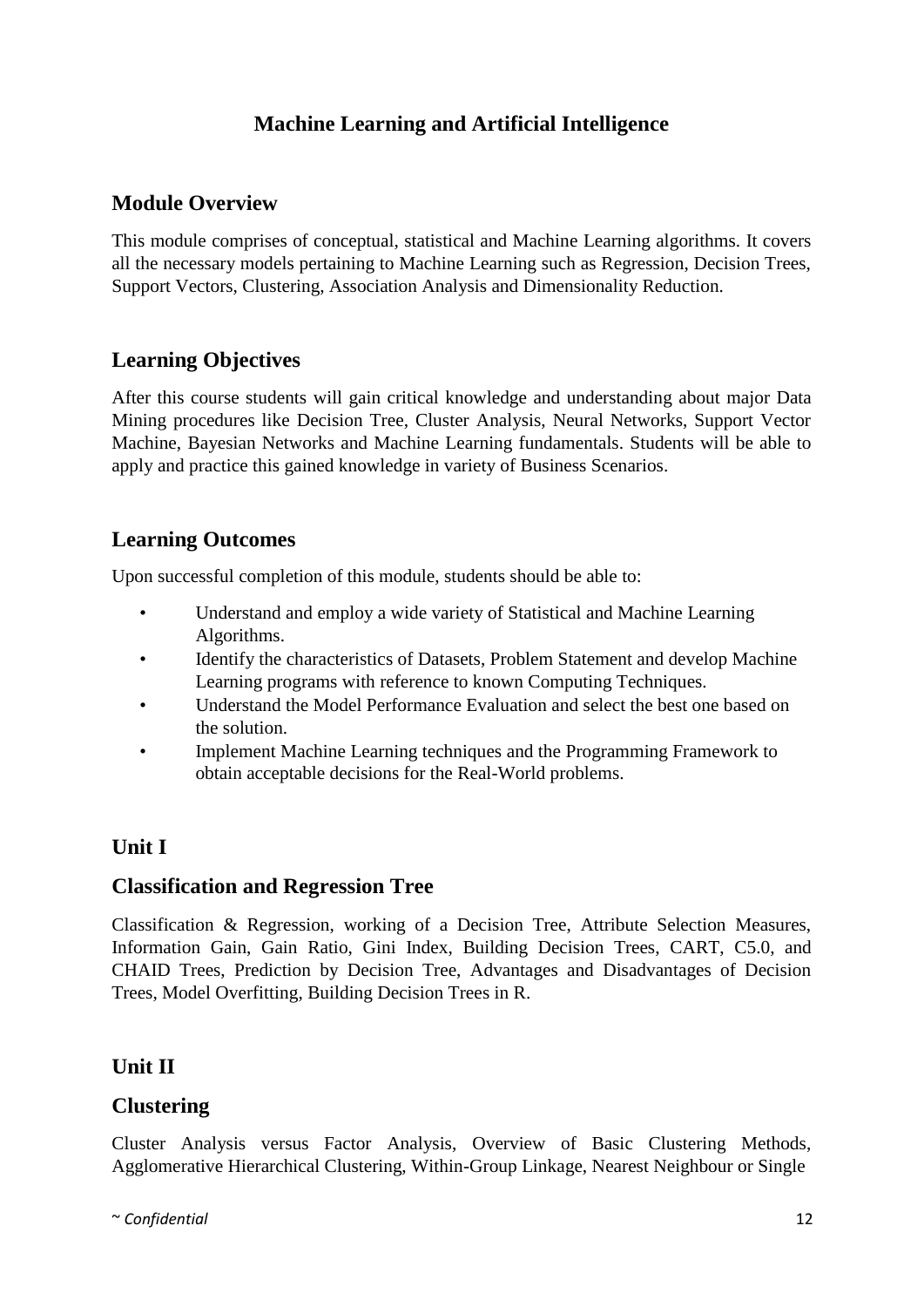# Machine Learning and Artificial Intelligence

## Module Overview

This module comprises of conceptual, statistical and Machine Learning algorithms. It covers all the necessary models pertaining to Machine Learning such as Regression, Decision Trees, Support Vectors, Clustering, Association Analysis and Dimensionality Reduction.

## Learning Objectives

After this course students will gain critical knowledge and understanding about major Data Mining procedures like Decision Tree, Cluster Analysis, Neural Networks, Support Vector Machine, Bayesian Networks and Machine Learning fundamentals. Students will be able to apply and practice this gained knowledge in variety of Business Scenarios.

## Learning Outcomes

Upon successful completion of this module, students should be able to:

- Understand and employ a wide variety of Statistical and Machine Learning Algorithms.
- Identify the characteristics of Datasets, Problem Statement and develop Machine Learning programs with reference to known Computing Techniques.
- Understand the Model Performance Evaluation and select the best one based on the solution.
- Implement Machine Learning techniques and the Programming Framework to obtain acceptable decisions for the Real-World problems.

## Unit I

## Classification and Regression Tree

Classification & Regression, working of a Decision Tree, Attribute Selection Measures, Information Gain, Gain Ratio, Gini Index, Building Decision Trees, CART, C5.0, and CHAID Trees, Prediction by Decision Tree, Advantages and Disadvantages of Decision Trees, Model Overfitting, Building Decision Trees in R.

## Unit II

## Clustering

Cluster Analysis versus Factor Analysis, Overview of Basic Clustering Methods, Agglomerative Hierarchical Clustering, Within-Group Linkage, Nearest Neighbour or Single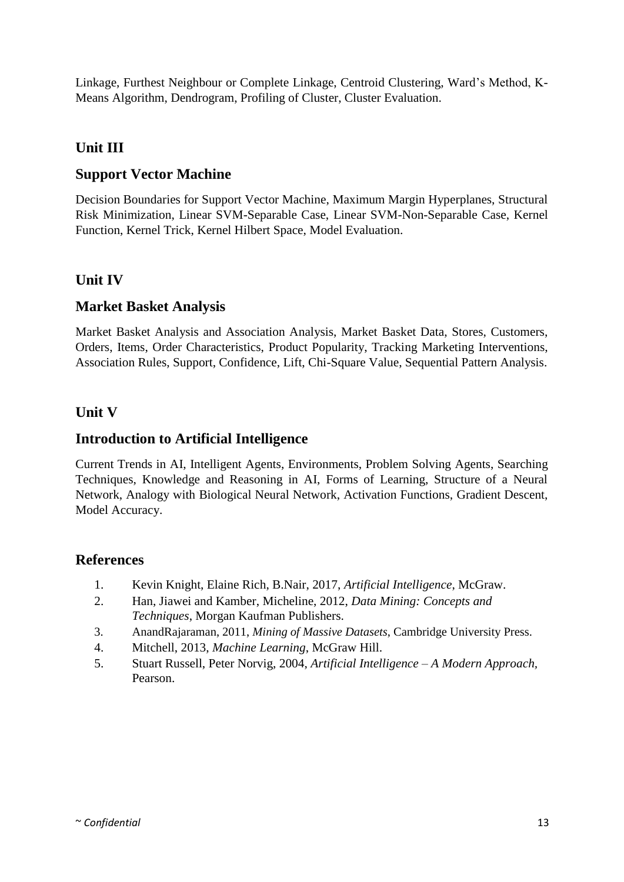Linkage, Furthest Neighbour or Complete Linkage, Centroid Clustering, Ward's Method, K-Means Algorithm, Dendrogram, Profiling of Cluster, Cluster Evaluation.

## Unit III

## Support Vector Machine

Decision Boundaries for Support Vector Machine, Maximum Margin Hyperplanes, Structural Risk Minimization, Linear SVM-Separable Case, Linear SVM-Non-Separable Case, Kernel Function, Kernel Trick, Kernel Hilbert Space, Model Evaluation.

## Unit IV

## Market Basket Analysis

Market Basket Analysis and Association Analysis, Market Basket Data, Stores, Customers, Orders, Items, Order Characteristics, Product Popularity, Tracking Marketing Interventions, Association Rules, Support, Confidence, Lift, Chi-Square Value, Sequential Pattern Analysis.

## Unit V

## Introduction to Artificial Intelligence

Current Trends in AI, Intelligent Agents, Environments, Problem Solving Agents, Searching Techniques, Knowledge and Reasoning in AI, Forms of Learning, Structure of a Neural Network, Analogy with Biological Neural Network, Activation Functions, Gradient Descent, Model Accuracy.

## References

1. Kevin Knight, Elaine Rich, B.Nair, 2017, *Artificial Intelligence*, McGraw.
2. Han, Jiawei and Kamber, Micheline, 2012, *Data Mining: Concepts and Techniques*, Morgan Kaufman Publishers.
3. AnandRajaraman, 2011, *Mining of Massive Datasets*, Cambridge University Press.
4. Mitchell, 2013, *Machine Learning*, McGraw Hill.
5. Stuart Russell, Peter Norvig, 2004, *Artificial Intelligence – A Modern Approach*, Pearson.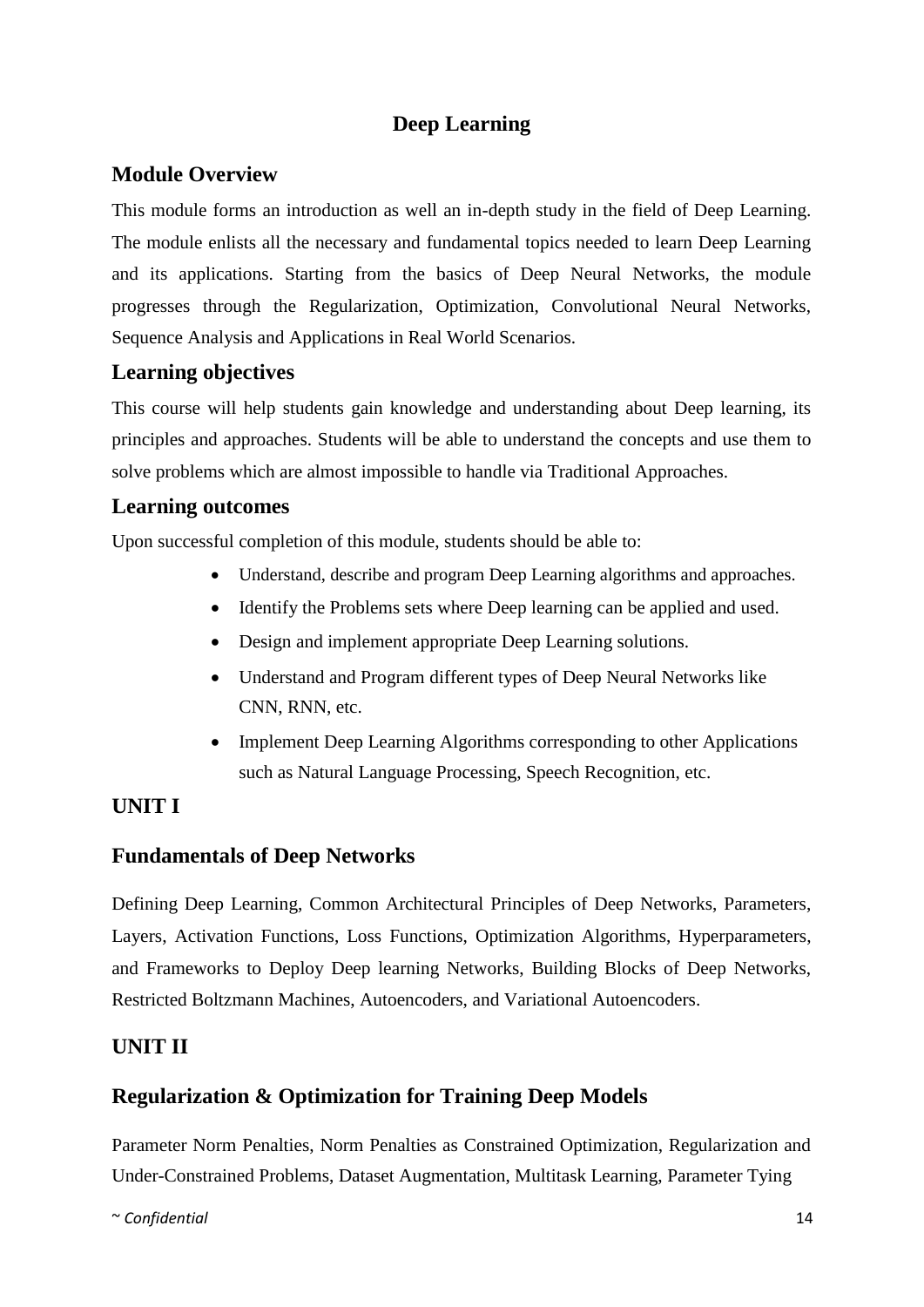# Deep Learning

## Module Overview

This module forms an introduction as well an in-depth study in the field of Deep Learning. The module enlists all the necessary and fundamental topics needed to learn Deep Learning and its applications. Starting from the basics of Deep Neural Networks, the module progresses through the Regularization, Optimization, Convolutional Neural Networks, Sequence Analysis and Applications in Real World Scenarios.

## Learning objectives

This course will help students gain knowledge and understanding about Deep learning, its principles and approaches. Students will be able to understand the concepts and use them to solve problems which are almost impossible to handle via Traditional Approaches.

## Learning outcomes

Upon successful completion of this module, students should be able to:

- Understand, describe and program Deep Learning algorithms and approaches.
- Identify the Problems sets where Deep learning can be applied and used.
- Design and implement appropriate Deep Learning solutions.
- Understand and Program different types of Deep Neural Networks like CNN, RNN, etc.
- Implement Deep Learning Algorithms corresponding to other Applications such as Natural Language Processing, Speech Recognition, etc.

## UNIT I

## Fundamentals of Deep Networks

Defining Deep Learning, Common Architectural Principles of Deep Networks, Parameters, Layers, Activation Functions, Loss Functions, Optimization Algorithms, Hyperparameters, and Frameworks to Deploy Deep learning Networks, Building Blocks of Deep Networks, Restricted Boltzmann Machines, Autoencoders, and Variational Autoencoders.

## UNIT II

## Regularization & Optimization for Training Deep Models

Parameter Norm Penalties, Norm Penalties as Constrained Optimization, Regularization and Under-Constrained Problems, Dataset Augmentation, Multitask Learning, Parameter Tying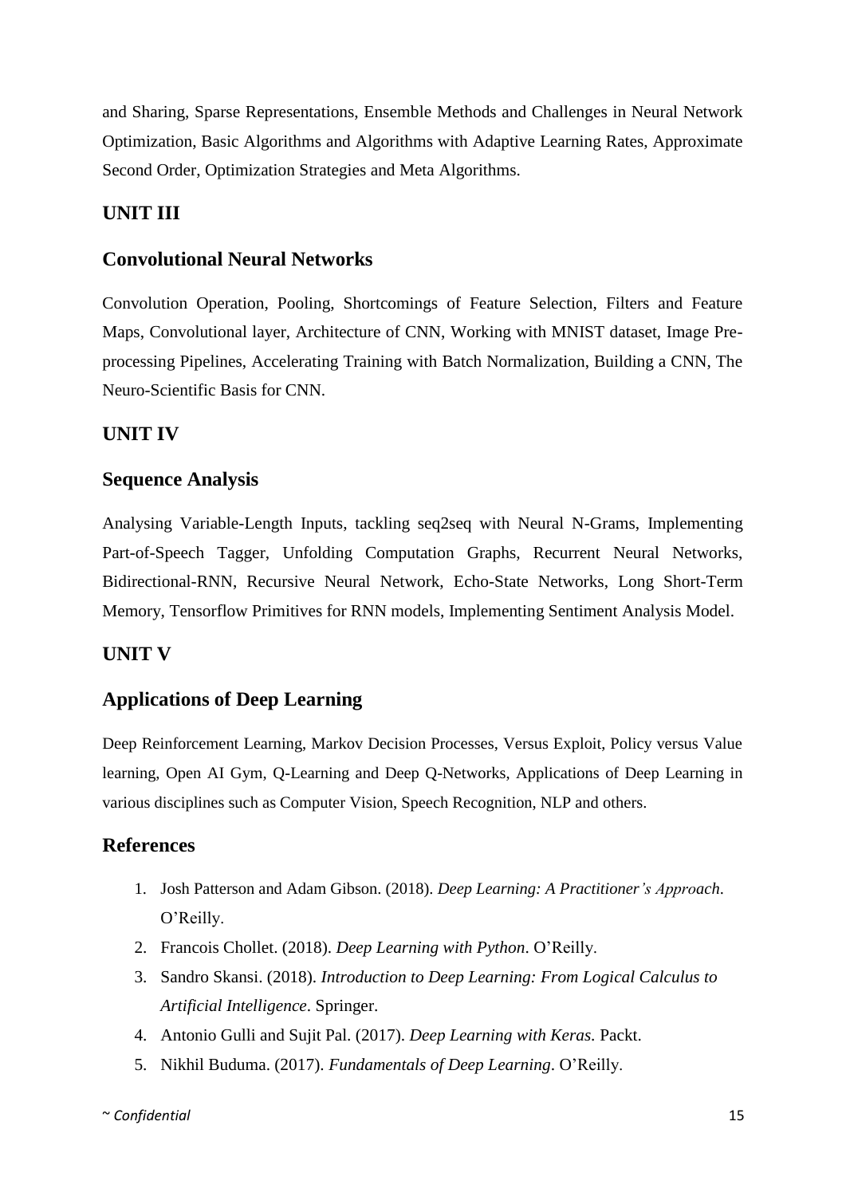and Sharing, Sparse Representations, Ensemble Methods and Challenges in Neural Network Optimization, Basic Algorithms and Algorithms with Adaptive Learning Rates, Approximate Second Order, Optimization Strategies and Meta Algorithms.

## UNIT III

## Convolutional Neural Networks

Convolution Operation, Pooling, Shortcomings of Feature Selection, Filters and Feature Maps, Convolutional layer, Architecture of CNN, Working with MNIST dataset, Image Pre-processing Pipelines, Accelerating Training with Batch Normalization, Building a CNN, The Neuro-Scientific Basis for CNN.

## UNIT IV

## Sequence Analysis

Analysing Variable-Length Inputs, tackling seq2seq with Neural N-Grams, Implementing Part-of-Speech Tagger, Unfolding Computation Graphs, Recurrent Neural Networks, Bidirectional-RNN, Recursive Neural Network, Echo-State Networks, Long Short-Term Memory, Tensorflow Primitives for RNN models, Implementing Sentiment Analysis Model.

## UNIT V

## Applications of Deep Learning

Deep Reinforcement Learning, Markov Decision Processes, Versus Exploit, Policy versus Value learning, Open AI Gym, Q-Learning and Deep Q-Networks, Applications of Deep Learning in various disciplines such as Computer Vision, Speech Recognition, NLP and others.

## References

1. Josh Patterson and Adam Gibson. (2018). *Deep Learning: A Practitioner's Approach*. O'Reilly.
2. Francois Chollet. (2018). *Deep Learning with Python*. O'Reilly.
3. Sandro Skansi. (2018). *Introduction to Deep Learning: From Logical Calculus to Artificial Intelligence*. Springer.
4. Antonio Gulli and Sujit Pal. (2017). *Deep Learning with Keras.* Packt.
5. Nikhil Buduma. (2017). *Fundamentals of Deep Learning*. O'Reilly.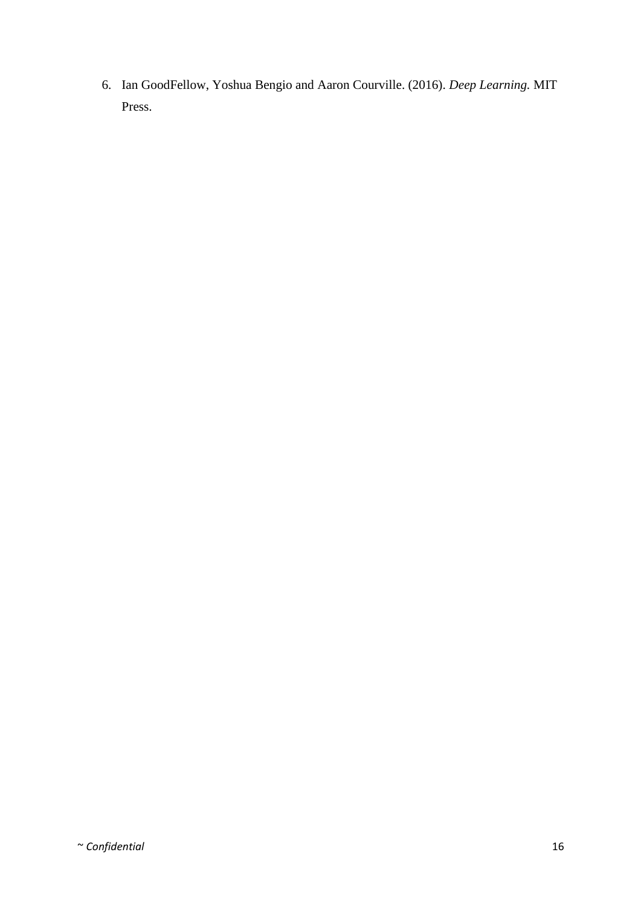6. Ian GoodFellow, Yoshua Bengio and Aaron Courville. (2016). *Deep Learning.* MIT Press.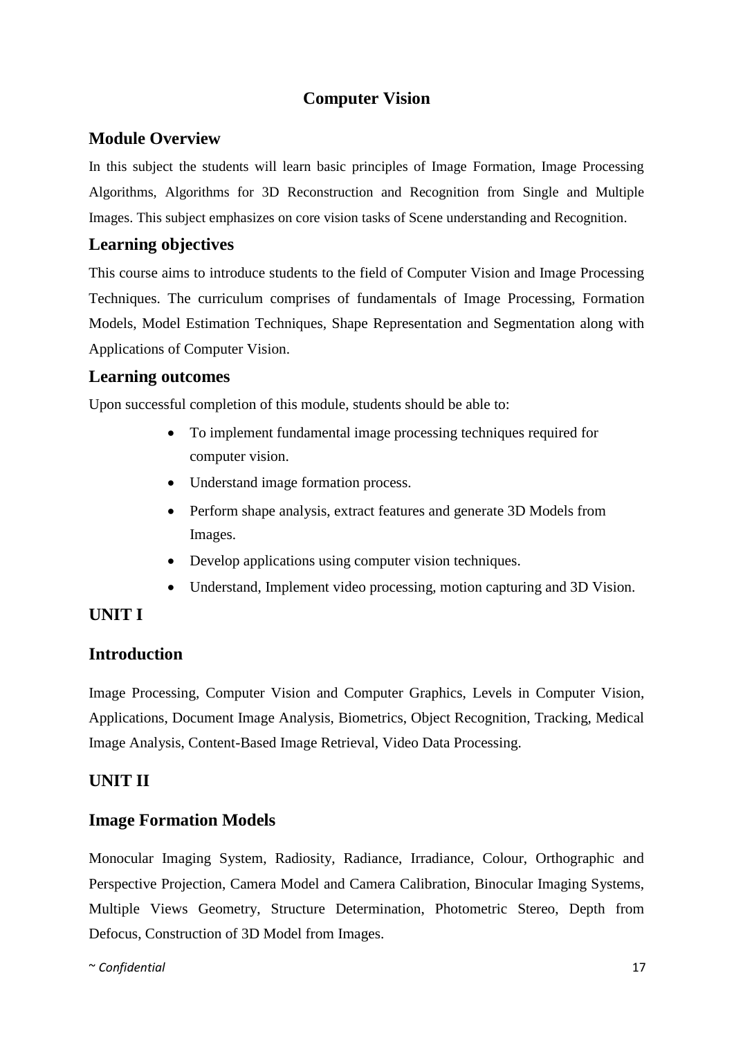# Computer Vision

## Module Overview

In this subject the students will learn basic principles of Image Formation, Image Processing Algorithms, Algorithms for 3D Reconstruction and Recognition from Single and Multiple Images. This subject emphasizes on core vision tasks of Scene understanding and Recognition.

## Learning objectives

This course aims to introduce students to the field of Computer Vision and Image Processing Techniques. The curriculum comprises of fundamentals of Image Processing, Formation Models, Model Estimation Techniques, Shape Representation and Segmentation along with Applications of Computer Vision.

## Learning outcomes

Upon successful completion of this module, students should be able to:

- To implement fundamental image processing techniques required for computer vision.
- Understand image formation process.
- Perform shape analysis, extract features and generate 3D Models from Images.
- Develop applications using computer vision techniques.
- Understand, Implement video processing, motion capturing and 3D Vision.

## UNIT I

## Introduction

Image Processing, Computer Vision and Computer Graphics, Levels in Computer Vision, Applications, Document Image Analysis, Biometrics, Object Recognition, Tracking, Medical Image Analysis, Content-Based Image Retrieval, Video Data Processing.

## UNIT II

## Image Formation Models

Monocular Imaging System, Radiosity, Radiance, Irradiance, Colour, Orthographic and Perspective Projection, Camera Model and Camera Calibration, Binocular Imaging Systems, Multiple Views Geometry, Structure Determination, Photometric Stereo, Depth from Defocus, Construction of 3D Model from Images.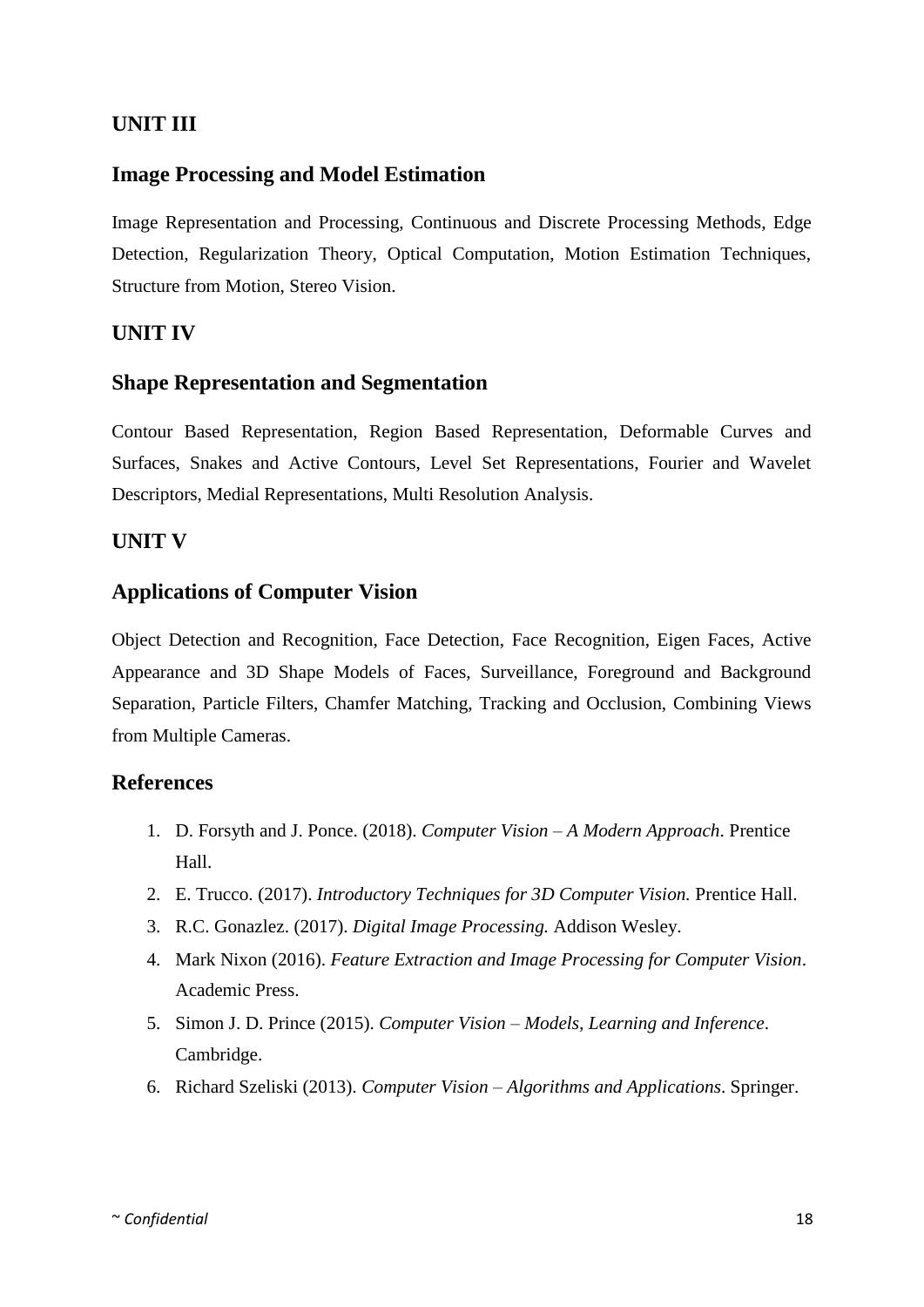## UNIT III

## Image Processing and Model Estimation

Image Representation and Processing, Continuous and Discrete Processing Methods, Edge Detection, Regularization Theory, Optical Computation, Motion Estimation Techniques, Structure from Motion, Stereo Vision.

## UNIT IV

## Shape Representation and Segmentation

Contour Based Representation, Region Based Representation, Deformable Curves and Surfaces, Snakes and Active Contours, Level Set Representations, Fourier and Wavelet Descriptors, Medial Representations, Multi Resolution Analysis.

## UNIT V

## Applications of Computer Vision

Object Detection and Recognition, Face Detection, Face Recognition, Eigen Faces, Active Appearance and 3D Shape Models of Faces, Surveillance, Foreground and Background Separation, Particle Filters, Chamfer Matching, Tracking and Occlusion, Combining Views from Multiple Cameras.

## References

1. D. Forsyth and J. Ponce. (2018). *Computer Vision – A Modern Approach*. Prentice Hall.
2. E. Trucco. (2017). *Introductory Techniques for 3D Computer Vision.* Prentice Hall.
3. R.C. Gonazlez. (2017). *Digital Image Processing.* Addison Wesley.
4. Mark Nixon (2016). *Feature Extraction and Image Processing for Computer Vision*. Academic Press.
5. Simon J. D. Prince (2015). *Computer Vision – Models, Learning and Inference*. Cambridge.
6. Richard Szeliski (2013). *Computer Vision – Algorithms and Applications*. Springer.